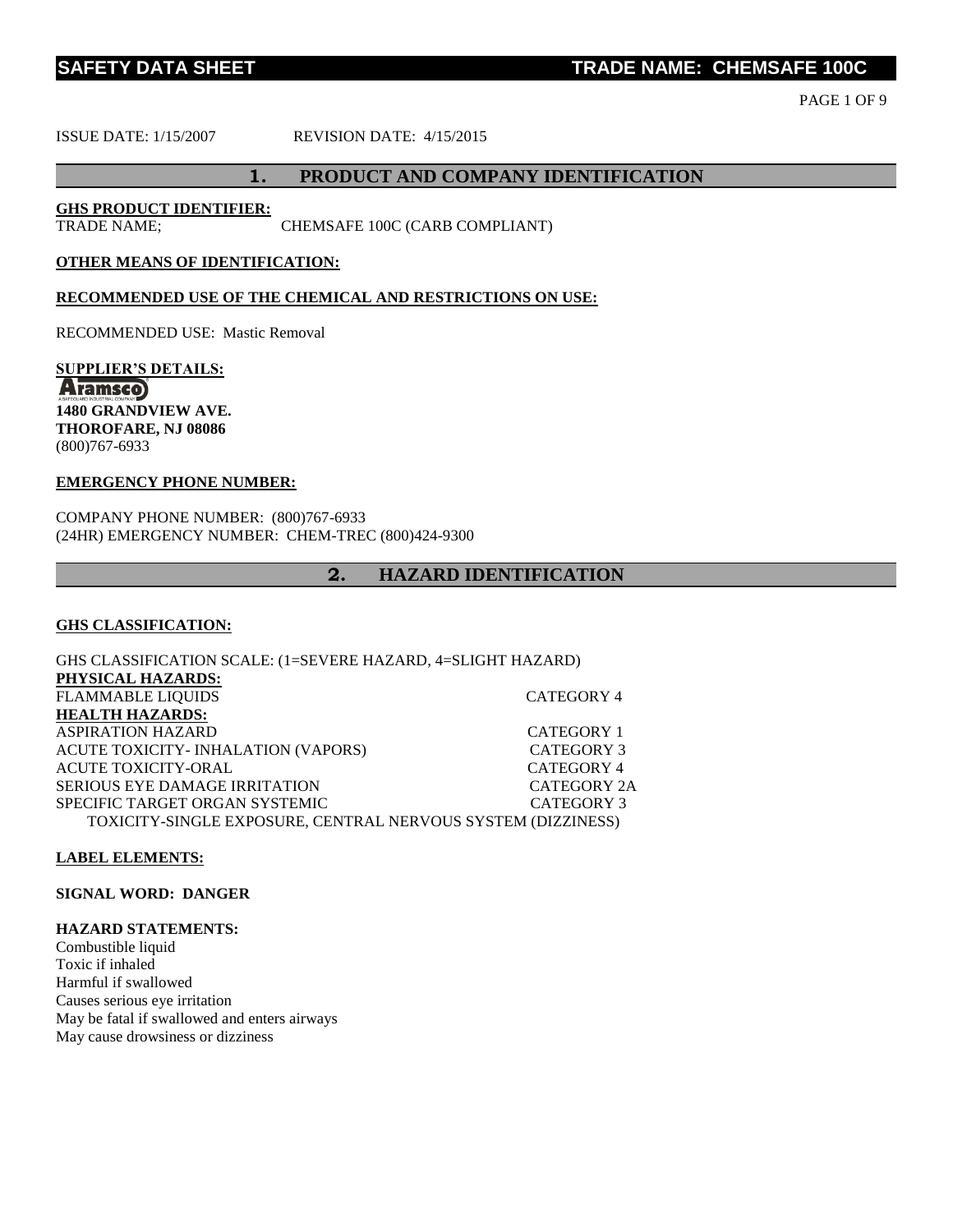# SAFETY DATA SHEET — TRADE NAME: CHEMSAFE 100C

ISSUE DATE: 1/15/2007 REVISION DATE: 4/15/2015

## 1. PRODUCT AND COMPANY IDENTIFICATION

**GHS PRODUCT IDENTIFIER:**

TRADE NAME; CHEMSAFE 100C (CARB COMPLIANT)

**OTHER MEANS OF IDENTIFICATION:**

**RECOMMENDED USE OF THE CHEMICAL AND RESTRICTIONS ON USE:**

RECOMMENDED USE: Mastic Removal

**SUPPLIER'S DETAILS:**

Aramsco
A SAFEGUARD INDUSTRIAL COMPANY

**1480 GRANDVIEW AVE.**
**THOROFARE, NJ 08086**
(800)767-6933

**EMERGENCY PHONE NUMBER:**

COMPANY PHONE NUMBER: (800)767-6933
(24HR) EMERGENCY NUMBER: CHEM-TREC (800)424-9300

## 2. HAZARD IDENTIFICATION

**GHS CLASSIFICATION:**

GHS CLASSIFICATION SCALE: (1=SEVERE HAZARD, 4=SLIGHT HAZARD)

**PHYSICAL HAZARDS:**

| | |
|---|---|
| FLAMMABLE LIQUIDS | CATEGORY 4 |

**HEALTH HAZARDS:**

| | |
|---|---|
| ASPIRATION HAZARD | CATEGORY 1 |
| ACUTE TOXICITY- INHALATION (VAPORS) | CATEGORY 3 |
| ACUTE TOXICITY-ORAL | CATEGORY 4 |
| SERIOUS EYE DAMAGE IRRITATION | CATEGORY 2A |
| SPECIFIC TARGET ORGAN SYSTEMIC TOXICITY-SINGLE EXPOSURE, CENTRAL NERVOUS SYSTEM (DIZZINESS) | CATEGORY 3 |

**LABEL ELEMENTS:**

**SIGNAL WORD: DANGER**

**HAZARD STATEMENTS:**

Combustible liquid
Toxic if inhaled
Harmful if swallowed
Causes serious eye irritation
May be fatal if swallowed and enters airways
May cause drowsiness or dizziness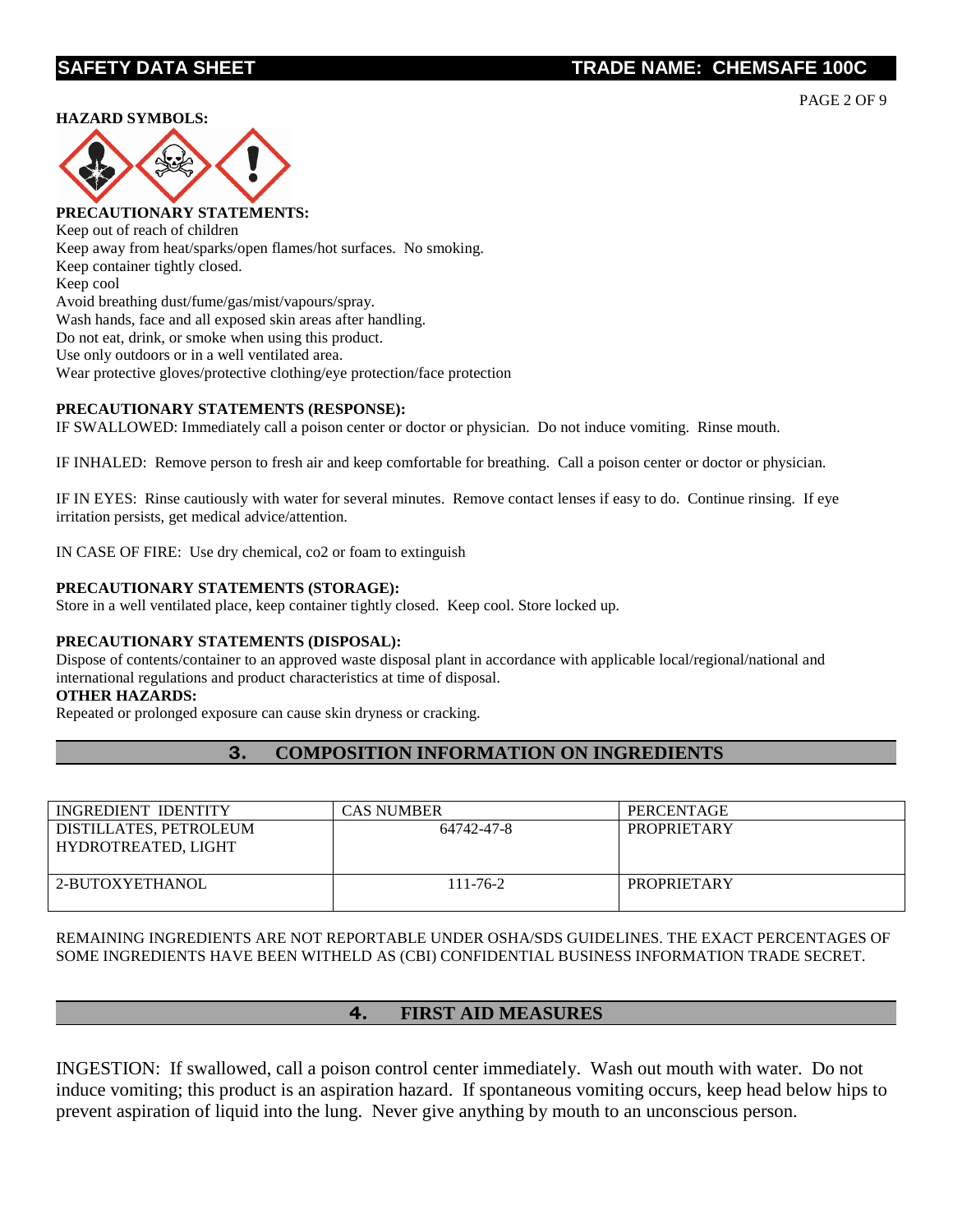**HAZARD SYMBOLS:**

**PRECAUTIONARY STATEMENTS:**

Keep out of reach of children
Keep away from heat/sparks/open flames/hot surfaces. No smoking.
Keep container tightly closed.
Keep cool
Avoid breathing dust/fume/gas/mist/vapours/spray.
Wash hands, face and all exposed skin areas after handling.
Do not eat, drink, or smoke when using this product.
Use only outdoors or in a well ventilated area.
Wear protective gloves/protective clothing/eye protection/face protection

**PRECAUTIONARY STATEMENTS (RESPONSE):**

IF SWALLOWED: Immediately call a poison center or doctor or physician. Do not induce vomiting. Rinse mouth.

IF INHALED: Remove person to fresh air and keep comfortable for breathing. Call a poison center or doctor or physician.

IF IN EYES: Rinse cautiously with water for several minutes. Remove contact lenses if easy to do. Continue rinsing. If eye irritation persists, get medical advice/attention.

IN CASE OF FIRE: Use dry chemical, co2 or foam to extinguish

**PRECAUTIONARY STATEMENTS (STORAGE):**

Store in a well ventilated place, keep container tightly closed. Keep cool. Store locked up.

**PRECAUTIONARY STATEMENTS (DISPOSAL):**

Dispose of contents/container to an approved waste disposal plant in accordance with applicable local/regional/national and international regulations and product characteristics at time of disposal.

**OTHER HAZARDS:**

Repeated or prolonged exposure can cause skin dryness or cracking.

## 3. COMPOSITION INFORMATION ON INGREDIENTS

| INGREDIENT IDENTITY | CAS NUMBER | PERCENTAGE |
|---|---|---|
| DISTILLATES, PETROLEUM HYDROTREATED, LIGHT | 64742-47-8 | PROPRIETARY |
| 2-BUTOXYETHANOL | 111-76-2 | PROPRIETARY |

REMAINING INGREDIENTS ARE NOT REPORTABLE UNDER OSHA/SDS GUIDELINES. THE EXACT PERCENTAGES OF SOME INGREDIENTS HAVE BEEN WITHELD AS (CBI) CONFIDENTIAL BUSINESS INFORMATION TRADE SECRET.

## 4. FIRST AID MEASURES

INGESTION: If swallowed, call a poison control center immediately. Wash out mouth with water. Do not induce vomiting; this product is an aspiration hazard. If spontaneous vomiting occurs, keep head below hips to prevent aspiration of liquid into the lung. Never give anything by mouth to an unconscious person.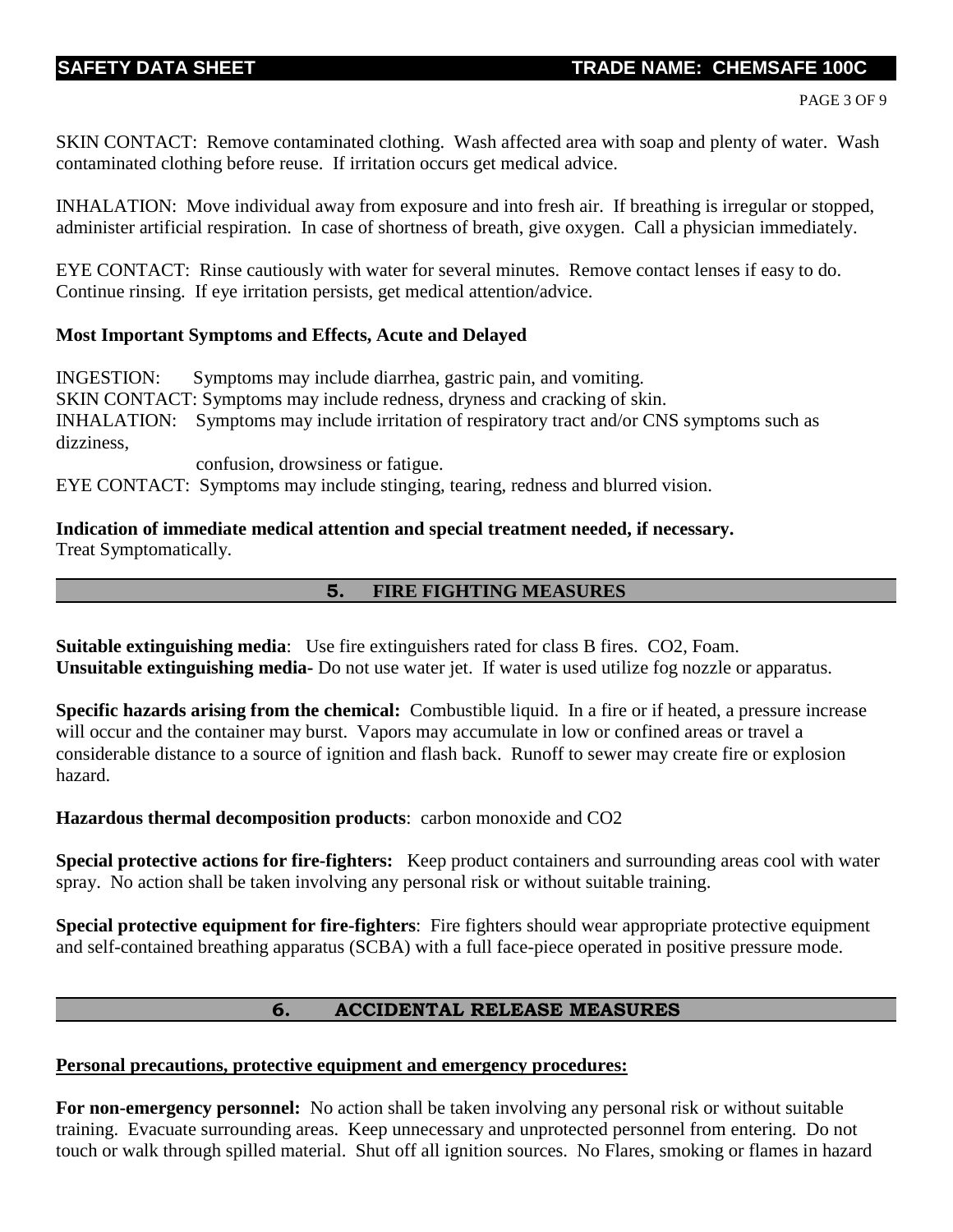SKIN CONTACT: Remove contaminated clothing. Wash affected area with soap and plenty of water. Wash contaminated clothing before reuse. If irritation occurs get medical advice.

INHALATION: Move individual away from exposure and into fresh air. If breathing is irregular or stopped, administer artificial respiration. In case of shortness of breath, give oxygen. Call a physician immediately.

EYE CONTACT: Rinse cautiously with water for several minutes. Remove contact lenses if easy to do. Continue rinsing. If eye irritation persists, get medical attention/advice.

**Most Important Symptoms and Effects, Acute and Delayed**

INGESTION: Symptoms may include diarrhea, gastric pain, and vomiting.
SKIN CONTACT: Symptoms may include redness, dryness and cracking of skin.
INHALATION: Symptoms may include irritation of respiratory tract and/or CNS symptoms such as dizziness, confusion, drowsiness or fatigue.
EYE CONTACT: Symptoms may include stinging, tearing, redness and blurred vision.

**Indication of immediate medical attention and special treatment needed, if necessary.**
Treat Symptomatically.

## 5. FIRE FIGHTING MEASURES

**Suitable extinguishing media**: Use fire extinguishers rated for class B fires. $CO_2$, Foam.
**Unsuitable extinguishing media-** Do not use water jet. If water is used utilize fog nozzle or apparatus.

**Specific hazards arising from the chemical:** Combustible liquid. In a fire or if heated, a pressure increase will occur and the container may burst. Vapors may accumulate in low or confined areas or travel a considerable distance to a source of ignition and flash back. Runoff to sewer may create fire or explosion hazard.

**Hazardous thermal decomposition products**: carbon monoxide and $CO_2$

**Special protective actions for fire-fighters:** Keep product containers and surrounding areas cool with water spray. No action shall be taken involving any personal risk or without suitable training.

**Special protective equipment for fire-fighters**: Fire fighters should wear appropriate protective equipment and self-contained breathing apparatus (SCBA) with a full face-piece operated in positive pressure mode.

## 6. ACCIDENTAL RELEASE MEASURES

**Personal precautions, protective equipment and emergency procedures:**

**For non-emergency personnel:** No action shall be taken involving any personal risk or without suitable training. Evacuate surrounding areas. Keep unnecessary and unprotected personnel from entering. Do not touch or walk through spilled material. Shut off all ignition sources. No Flares, smoking or flames in hazard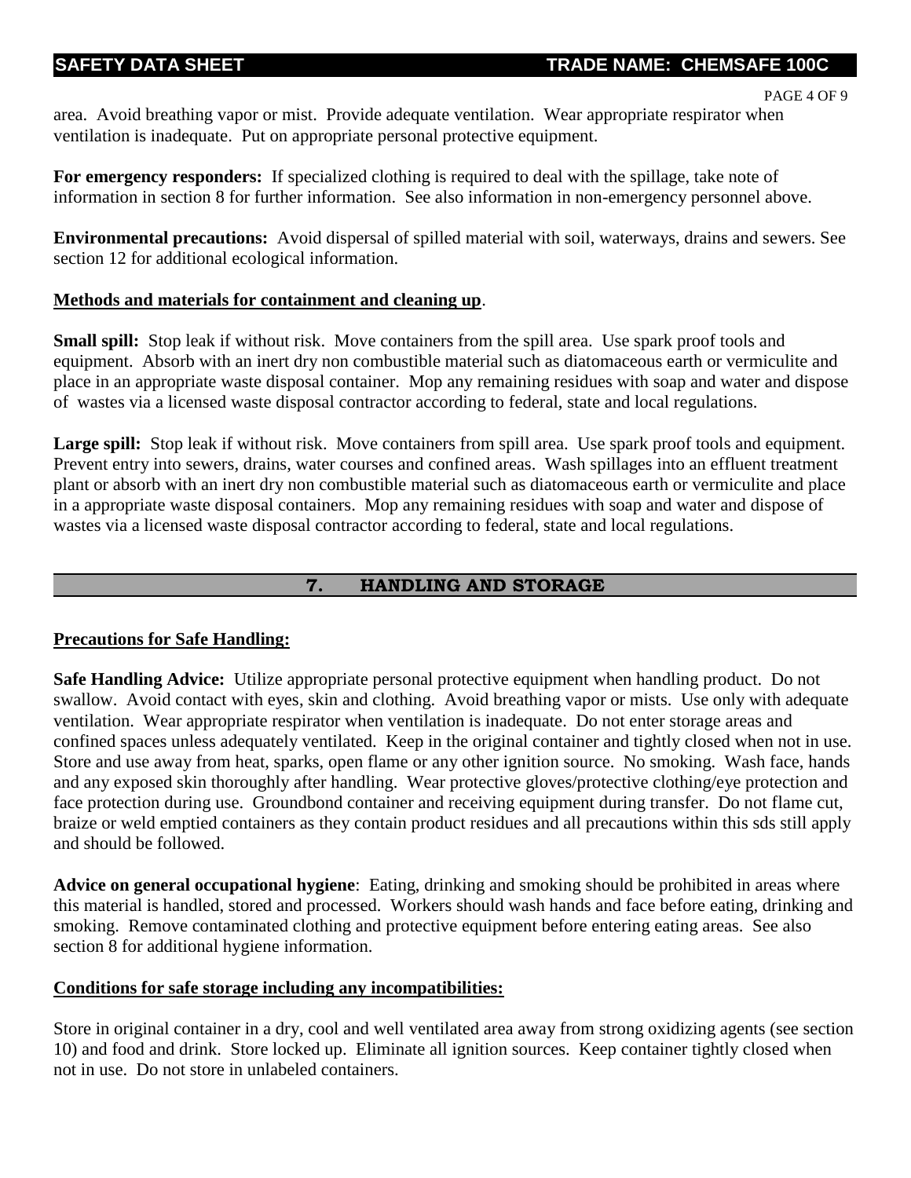area. Avoid breathing vapor or mist. Provide adequate ventilation. Wear appropriate respirator when ventilation is inadequate. Put on appropriate personal protective equipment.

**For emergency responders:** If specialized clothing is required to deal with the spillage, take note of information in section 8 for further information. See also information in non-emergency personnel above.

**Environmental precautions:** Avoid dispersal of spilled material with soil, waterways, drains and sewers. See section 12 for additional ecological information.

**<u>Methods and materials for containment and cleaning up</u>**.

**Small spill:** Stop leak if without risk. Move containers from the spill area. Use spark proof tools and equipment. Absorb with an inert dry non combustible material such as diatomaceous earth or vermiculite and place in an appropriate waste disposal container. Mop any remaining residues with soap and water and dispose of wastes via a licensed waste disposal contractor according to federal, state and local regulations.

**Large spill:** Stop leak if without risk. Move containers from spill area. Use spark proof tools and equipment. Prevent entry into sewers, drains, water courses and confined areas. Wash spillages into an effluent treatment plant or absorb with an inert dry non combustible material such as diatomaceous earth or vermiculite and place in a appropriate waste disposal containers. Mop any remaining residues with soap and water and dispose of wastes via a licensed waste disposal contractor according to federal, state and local regulations.

## 7. HANDLING AND STORAGE

**<u>Precautions for Safe Handling:</u>**

**Safe Handling Advice:** Utilize appropriate personal protective equipment when handling product. Do not swallow. Avoid contact with eyes, skin and clothing. Avoid breathing vapor or mists. Use only with adequate ventilation. Wear appropriate respirator when ventilation is inadequate. Do not enter storage areas and confined spaces unless adequately ventilated. Keep in the original container and tightly closed when not in use. Store and use away from heat, sparks, open flame or any other ignition source. No smoking. Wash face, hands and any exposed skin thoroughly after handling. Wear protective gloves/protective clothing/eye protection and face protection during use. Groundbond container and receiving equipment during transfer. Do not flame cut, braize or weld emptied containers as they contain product residues and all precautions within this sds still apply and should be followed.

**Advice on general occupational hygiene**: Eating, drinking and smoking should be prohibited in areas where this material is handled, stored and processed. Workers should wash hands and face before eating, drinking and smoking. Remove contaminated clothing and protective equipment before entering eating areas. See also section 8 for additional hygiene information.

**<u>Conditions for safe storage including any incompatibilities:</u>**

Store in original container in a dry, cool and well ventilated area away from strong oxidizing agents (see section 10) and food and drink. Store locked up. Eliminate all ignition sources. Keep container tightly closed when not in use. Do not store in unlabeled containers.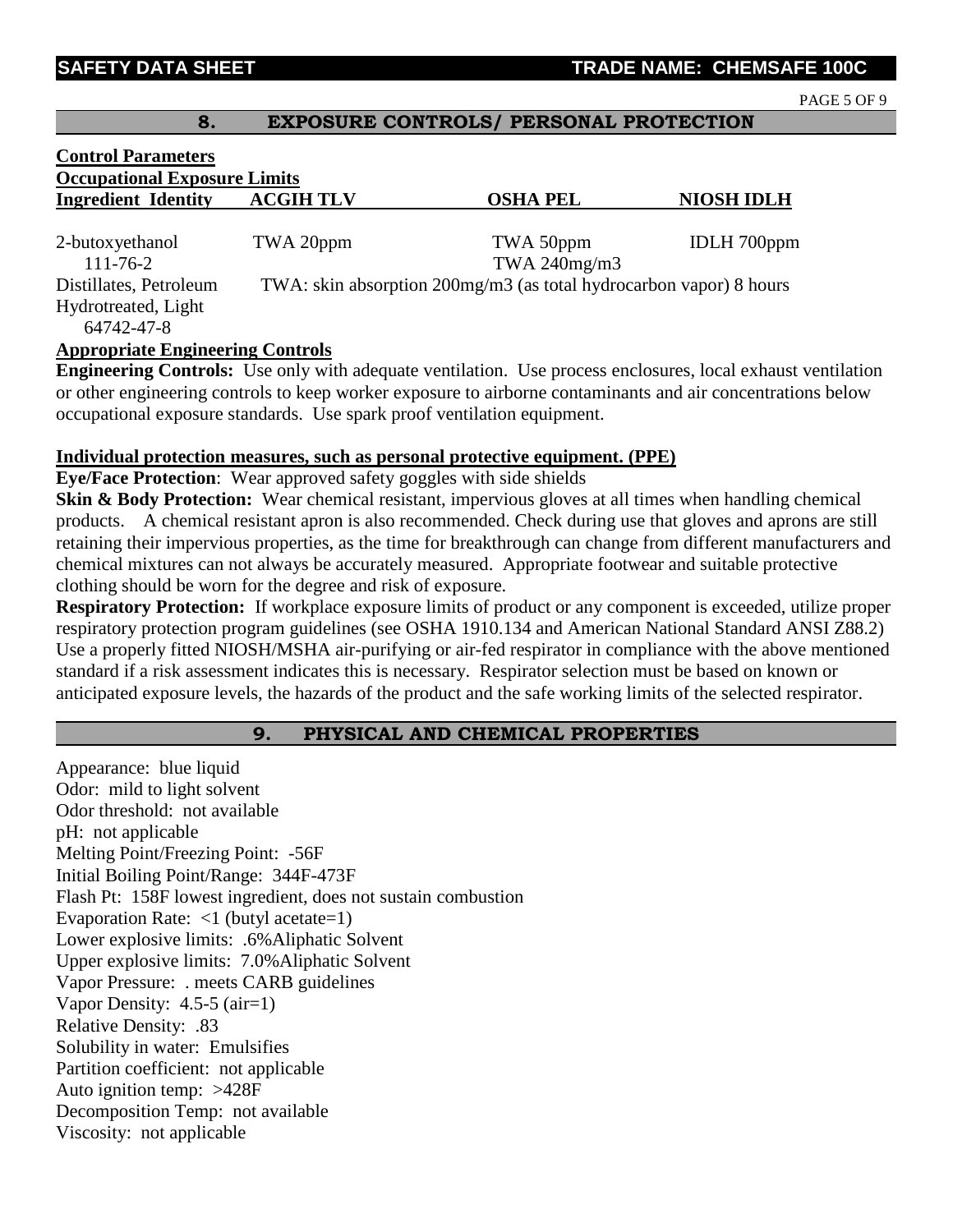## 8. EXPOSURE CONTROLS/ PERSONAL PROTECTION

**Control Parameters**

**Occupational Exposure Limits**

| Ingredient Identity | ACGIH TLV | OSHA PEL | NIOSH IDLH |
|---|---|---|---|
| 2-butoxyethanol 111-76-2 | TWA 20ppm | TWA 50ppm TWA 240mg/m3 | IDLH 700ppm |
| Distillates, Petroleum Hydrotreated, Light 64742-47-8 | TWA: skin absorption 200mg/m3 (as total hydrocarbon vapor) 8 hours | | |

**Appropriate Engineering Controls**

**Engineering Controls:** Use only with adequate ventilation. Use process enclosures, local exhaust ventilation or other engineering controls to keep worker exposure to airborne contaminants and air concentrations below occupational exposure standards. Use spark proof ventilation equipment.

**Individual protection measures, such as personal protective equipment. (PPE)**

**Eye/Face Protection**: Wear approved safety goggles with side shields

**Skin & Body Protection:** Wear chemical resistant, impervious gloves at all times when handling chemical products. A chemical resistant apron is also recommended. Check during use that gloves and aprons are still retaining their impervious properties, as the time for breakthrough can change from different manufacturers and chemical mixtures can not always be accurately measured. Appropriate footwear and suitable protective clothing should be worn for the degree and risk of exposure.

**Respiratory Protection:** If workplace exposure limits of product or any component is exceeded, utilize proper respiratory protection program guidelines (see OSHA 1910.134 and American National Standard ANSI Z88.2) Use a properly fitted NIOSH/MSHA air-purifying or air-fed respirator in compliance with the above mentioned standard if a risk assessment indicates this is necessary. Respirator selection must be based on known or anticipated exposure levels, the hazards of the product and the safe working limits of the selected respirator.

## 9. PHYSICAL AND CHEMICAL PROPERTIES

Appearance: blue liquid
Odor: mild to light solvent
Odor threshold: not available
pH: not applicable
Melting Point/Freezing Point: -56F
Initial Boiling Point/Range: 344F-473F
Flash Pt: 158F lowest ingredient, does not sustain combustion
Evaporation Rate: <1 (butyl acetate=1)
Lower explosive limits: .6%Aliphatic Solvent
Upper explosive limits: 7.0%Aliphatic Solvent
Vapor Pressure: . meets CARB guidelines
Vapor Density: 4.5-5 (air=1)
Relative Density: .83
Solubility in water: Emulsifies
Partition coefficient: not applicable
Auto ignition temp: >428F
Decomposition Temp: not available
Viscosity: not applicable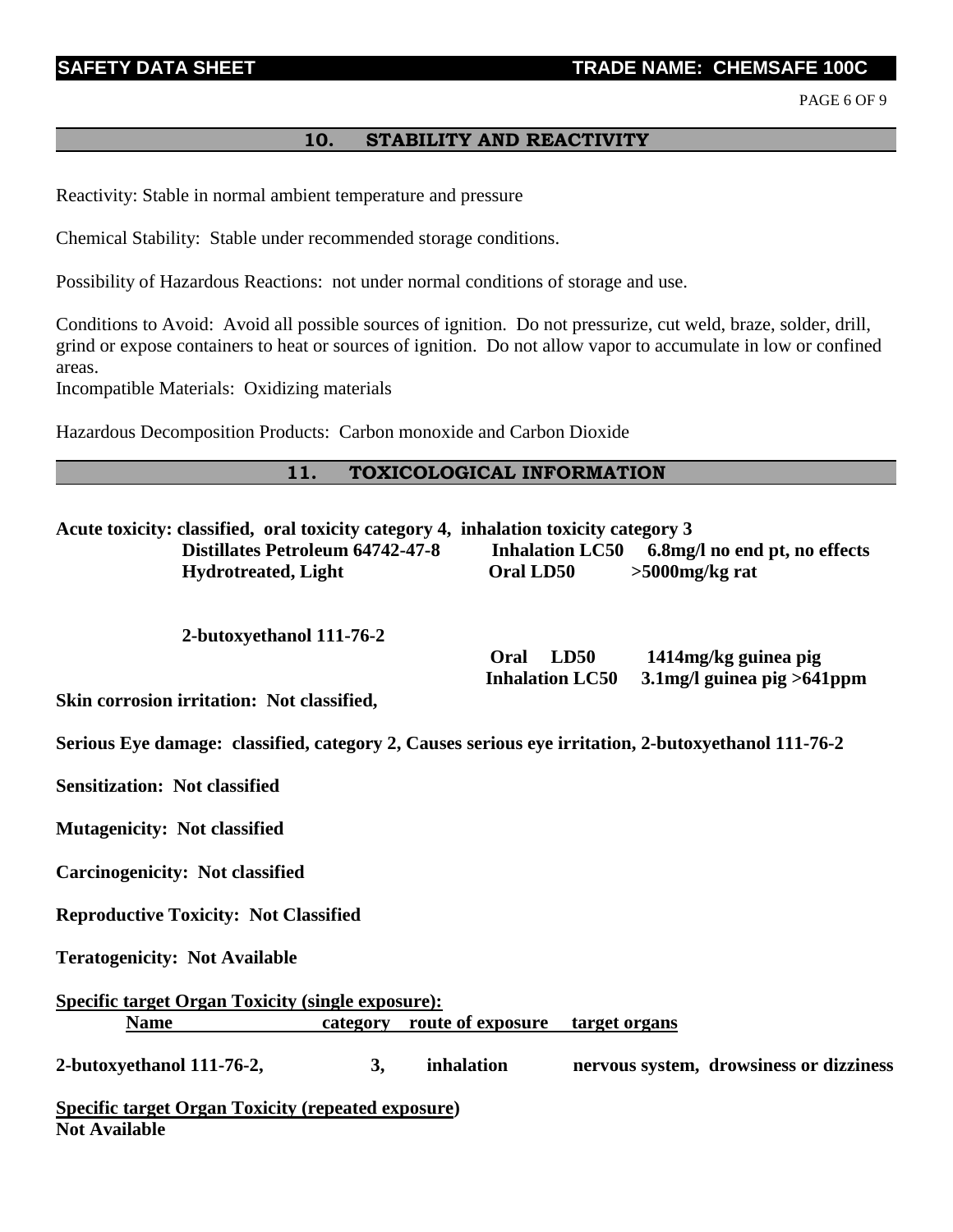## 10. STABILITY AND REACTIVITY

Reactivity: Stable in normal ambient temperature and pressure

Chemical Stability: Stable under recommended storage conditions.

Possibility of Hazardous Reactions: not under normal conditions of storage and use.

Conditions to Avoid: Avoid all possible sources of ignition. Do not pressurize, cut weld, braze, solder, drill, grind or expose containers to heat or sources of ignition. Do not allow vapor to accumulate in low or confined areas.
Incompatible Materials: Oxidizing materials

Hazardous Decomposition Products: Carbon monoxide and Carbon Dioxide

## 11. TOXICOLOGICAL INFORMATION

**Acute toxicity: classified, oral toxicity category 4, inhalation toxicity category 3**

| | | |
|---|---|---|
| **Distillates Petroleum 64742-47-8** | **Inhalation LC50** | **6.8mg/l no end pt, no effects** |
| **Hydrotreated, Light** | **Oral LD50** | **>5000mg/kg rat** |
| **2-butoxyethanol 111-76-2** | | |
| | **Oral LD50** | **1414mg/kg guinea pig** |
| | **Inhalation LC50** | **3.1mg/l guinea pig >641ppm** |

**Skin corrosion irritation: Not classified,**

**Serious Eye damage: classified, category 2, Causes serious eye irritation, 2-butoxyethanol 111-76-2**

**Sensitization: Not classified**

**Mutagenicity: Not classified**

**Carcinogenicity: Not classified**

**Reproductive Toxicity: Not Classified**

**Teratogenicity: Not Available**

**Specific target Organ Toxicity (single exposure):**

| Name | category | route of exposure | target organs |
|---|---|---|---|
| **2-butoxyethanol 111-76-2,** | **3,** | **inhalation** | **nervous system, drowsiness or dizziness** |

**Specific target Organ Toxicity (repeated exposure)**
**Not Available**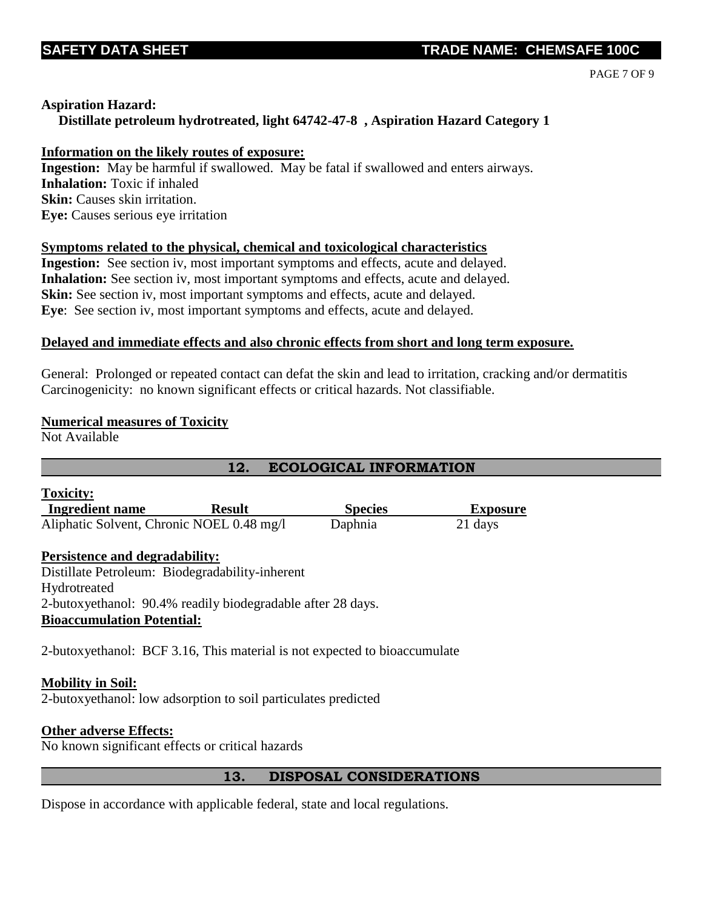**Aspiration Hazard:**

**Distillate petroleum hydrotreated, light 64742-47-8 , Aspiration Hazard Category 1**

**Information on the likely routes of exposure:**

**Ingestion:** May be harmful if swallowed. May be fatal if swallowed and enters airways.
**Inhalation:** Toxic if inhaled
**Skin:** Causes skin irritation.
**Eye:** Causes serious eye irritation

**Symptoms related to the physical, chemical and toxicological characteristics**

**Ingestion:** See section iv, most important symptoms and effects, acute and delayed.
**Inhalation:** See section iv, most important symptoms and effects, acute and delayed.
**Skin:** See section iv, most important symptoms and effects, acute and delayed.
**Eye**: See section iv, most important symptoms and effects, acute and delayed.

**Delayed and immediate effects and also chronic effects from short and long term exposure.**

General: Prolonged or repeated contact can defat the skin and lead to irritation, cracking and/or dermatitis
Carcinogenicity: no known significant effects or critical hazards. Not classifiable.

**Numerical measures of Toxicity**

Not Available

## 12. ECOLOGICAL INFORMATION

**Toxicity:**

| Ingredient name | Result | Species | Exposure |
|---|---|---|---|
| Aliphatic Solvent, | Chronic NOEL 0.48 mg/l | Daphnia | 21 days |

**Persistence and degradability:**

Distillate Petroleum: Biodegradability-inherent
Hydrotreated
2-butoxyethanol: 90.4% readily biodegradable after 28 days.

**Bioaccumulation Potential:**

2-butoxyethanol: BCF 3.16, This material is not expected to bioaccumulate

**Mobility in Soil:**

2-butoxyethanol: low adsorption to soil particulates predicted

**Other adverse Effects:**

No known significant effects or critical hazards

## 13. DISPOSAL CONSIDERATIONS

Dispose in accordance with applicable federal, state and local regulations.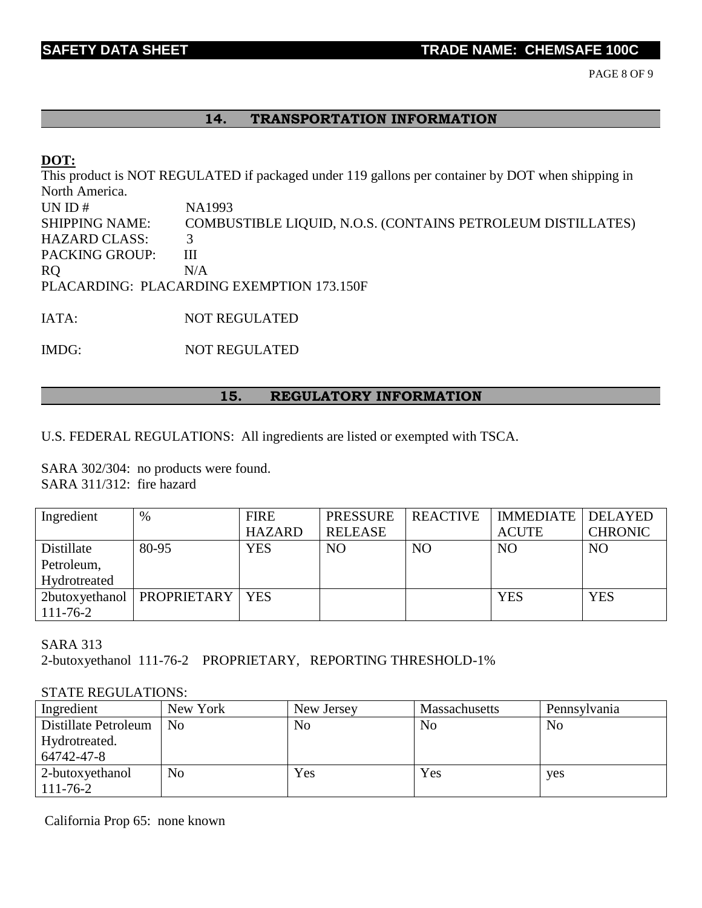## 14. TRANSPORTATION INFORMATION

**DOT:**

This product is NOT REGULATED if packaged under 119 gallons per container by DOT when shipping in North America.

UN ID # NA1993
SHIPPING NAME: COMBUSTIBLE LIQUID, N.O.S. (CONTAINS PETROLEUM DISTILLATES)
HAZARD CLASS: 3
PACKING GROUP: III
RQ N/A
PLACARDING: PLACARDING EXEMPTION 173.150F

IATA: NOT REGULATED

IMDG: NOT REGULATED

## 15. REGULATORY INFORMATION

U.S. FEDERAL REGULATIONS: All ingredients are listed or exempted with TSCA.

SARA 302/304: no products were found.
SARA 311/312: fire hazard

| Ingredient | % | FIRE HAZARD | PRESSURE RELEASE | REACTIVE | IMMEDIATE ACUTE | DELAYED CHRONIC |
|---|---|---|---|---|---|---|
| Distillate Petroleum, Hydrotreated | 80-95 | YES | NO | NO | NO | NO |
| 2butoxyethanol 111-76-2 | PROPRIETARY | YES | | | YES | YES |

SARA 313
2-butoxyethanol 111-76-2 PROPRIETARY, REPORTING THRESHOLD-1%

STATE REGULATIONS:

| Ingredient | New York | New Jersey | Massachusetts | Pennsylvania |
|---|---|---|---|---|
| Distillate Petroleum Hydrotreated. 64742-47-8 | No | No | No | No |
| 2-butoxyethanol 111-76-2 | No | Yes | Yes | yes |

California Prop 65: none known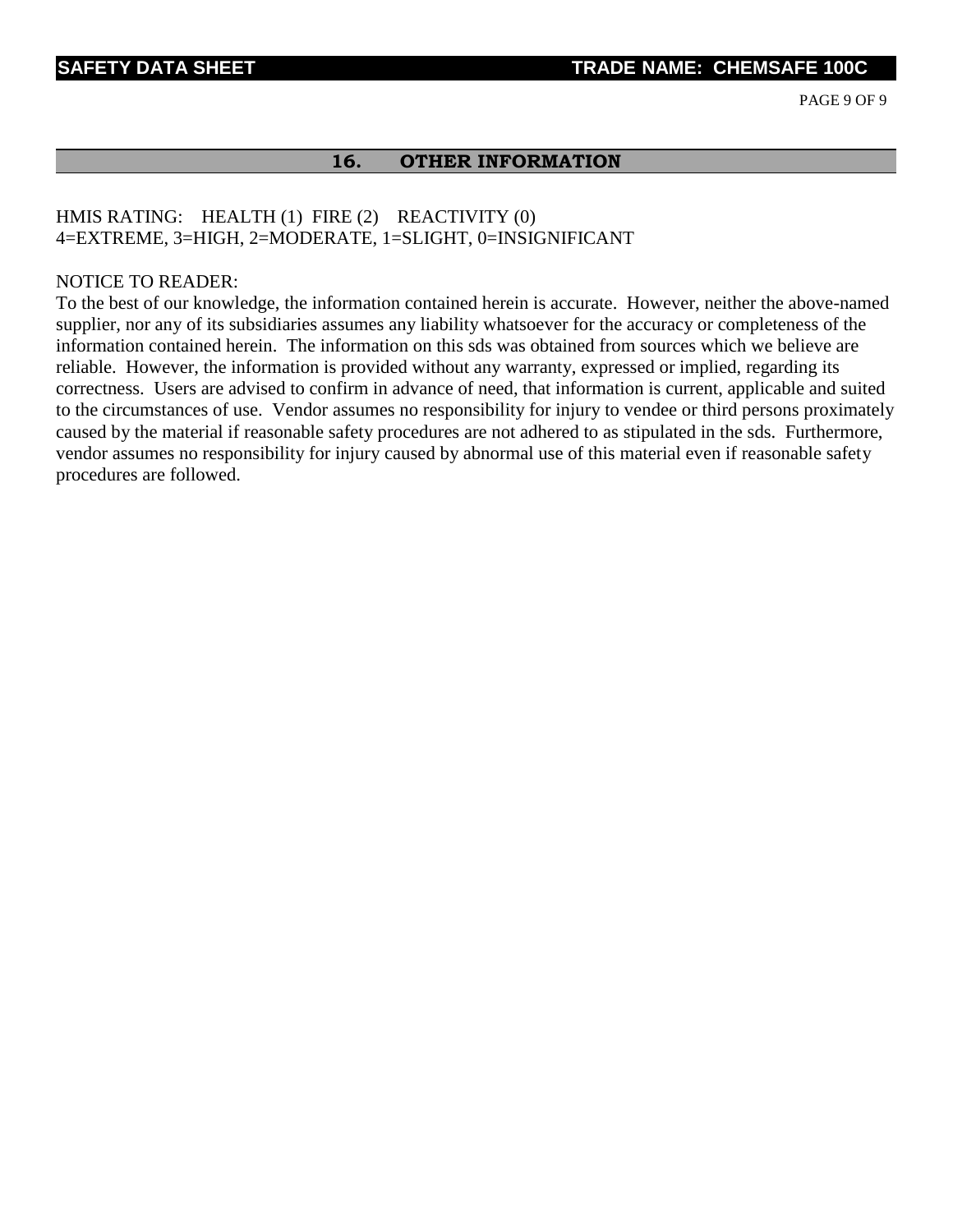## 16. OTHER INFORMATION

HMIS RATING: HEALTH (1) FIRE (2) REACTIVITY (0)
4=EXTREME, 3=HIGH, 2=MODERATE, 1=SLIGHT, 0=INSIGNIFICANT

NOTICE TO READER:
To the best of our knowledge, the information contained herein is accurate. However, neither the above-named supplier, nor any of its subsidiaries assumes any liability whatsoever for the accuracy or completeness of the information contained herein. The information on this sds was obtained from sources which we believe are reliable. However, the information is provided without any warranty, expressed or implied, regarding its correctness. Users are advised to confirm in advance of need, that information is current, applicable and suited to the circumstances of use. Vendor assumes no responsibility for injury to vendee or third persons proximately caused by the material if reasonable safety procedures are not adhered to as stipulated in the sds. Furthermore, vendor assumes no responsibility for injury caused by abnormal use of this material even if reasonable safety procedures are followed.